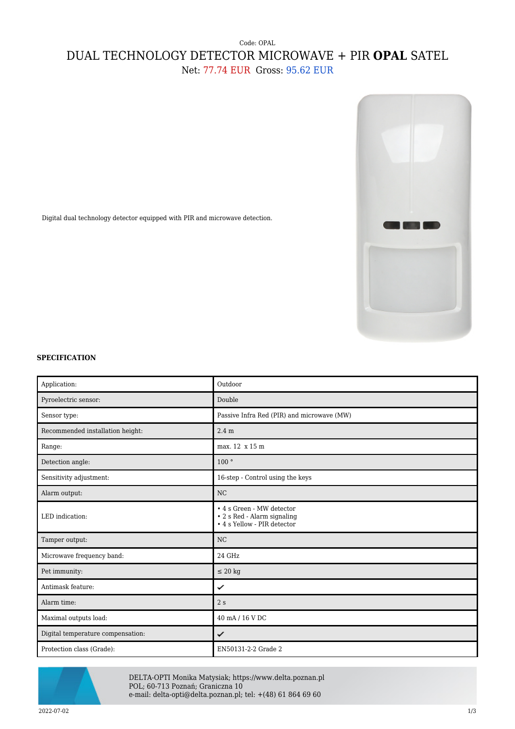Code: OPAL

# DUAL TECHNOLOGY DETECTOR MICROWAVE + PIR **OPAL** SATEL

Net: 77.74 EUR Gross: 95.62 EUR

Digital dual technology detector equipped with PIR and microwave detection.

**SPECIFICATION**

| | |
|---|---|
| Application: | Outdoor |
| Pyroelectric sensor: | Double |
| Sensor type: | Passive Infra Red (PIR) and microwave (MW) |
| Recommended installation height: | 2.4 m |
| Range: | max. 12 x 15 m |
| Detection angle: | 100 ° |
| Sensitivity adjustment: | 16-step - Control using the keys |
| Alarm output: | NC |
| LED indication: | • 4 s Green - MW detector<br>• 2 s Red - Alarm signaling<br>• 4 s Yellow - PIR detector |
| Tamper output: | NC |
| Microwave frequency band: | 24 GHz |
| Pet immunity: | ≤ 20 kg |
| Antimask feature: | ✔ |
| Alarm time: | 2 s |
| Maximal outputs load: | 40 mA / 16 V DC |
| Digital temperature compensation: | ✔ |
| Protection class (Grade): | EN50131-2-2 Grade 2 |

DELTA-OPTI Monika Matysiak; https://www.delta.poznan.pl
POL; 60-713 Poznań; Graniczna 10
e-mail: delta-opti@delta.poznan.pl; tel: +(48) 61 864 69 60

2022-07-02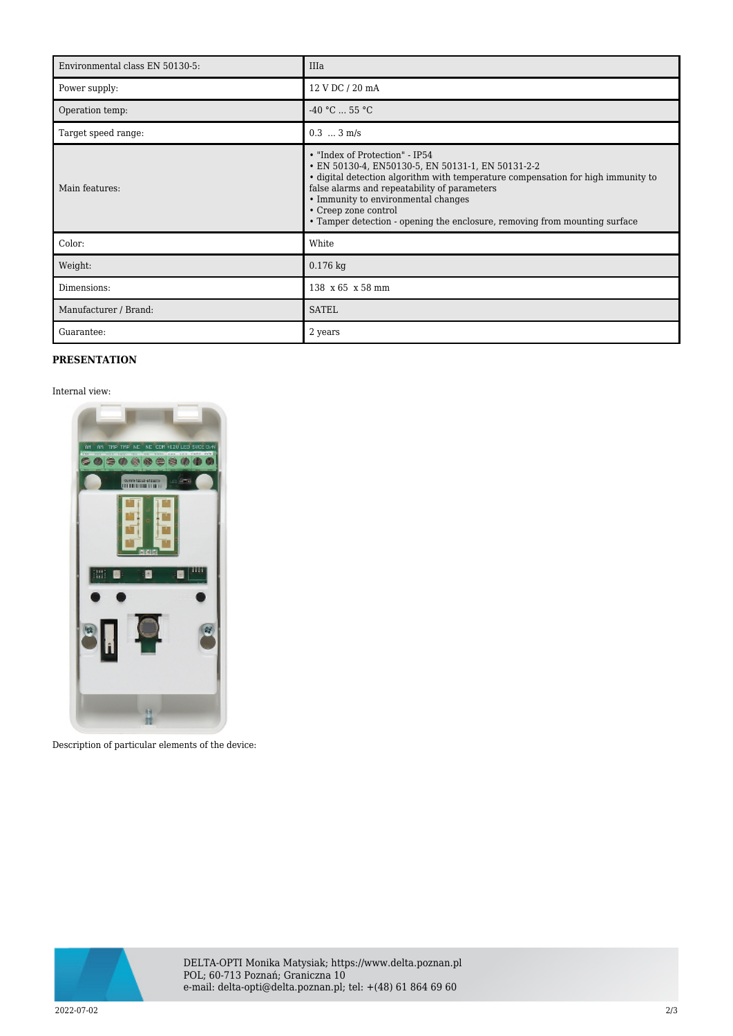| Environmental class EN 50130-5: | IIIa |
| --- | --- |
| Power supply: | 12 V DC / 20 mA |
| Operation temp: | -40 °C ... 55 °C |
| Target speed range: | 0.3 ... 3 m/s |
| Main features: | • "Index of Protection" - IP54<br>• EN 50130-4, EN50130-5, EN 50131-1, EN 50131-2-2<br>• digital detection algorithm with temperature compensation for high immunity to false alarms and repeatability of parameters<br>• Immunity to environmental changes<br>• Creep zone control<br>• Tamper detection - opening the enclosure, removing from mounting surface |
| Color: | White |
| Weight: | 0.176 kg |
| Dimensions: | 138 x 65 x 58 mm |
| Manufacturer / Brand: | SATEL |
| Guarantee: | 2 years |

**PRESENTATION**

Internal view:

Description of particular elements of the device:

DELTA-OPTI Monika Matysiak; https://www.delta.poznan.pl
POL; 60-713 Poznań; Graniczna 10
e-mail: delta-opti@delta.poznan.pl; tel: +(48) 61 864 69 60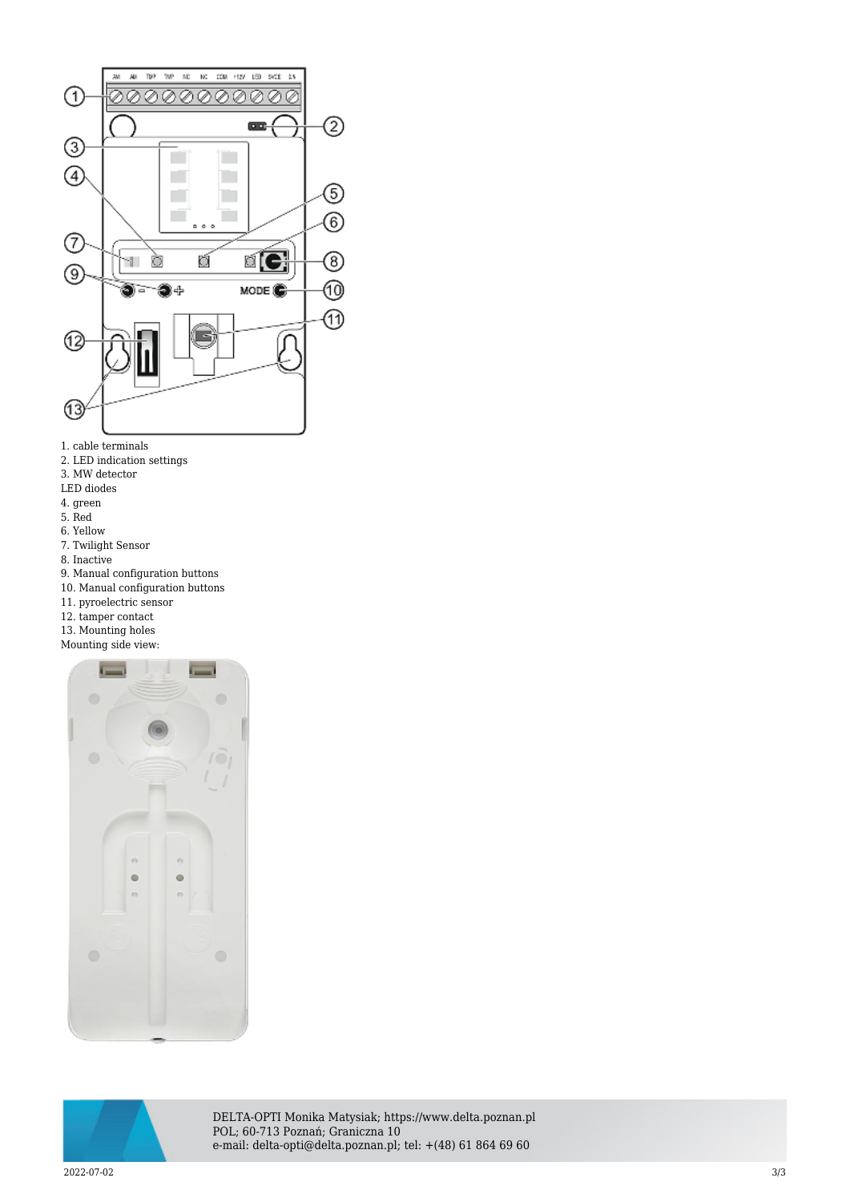1. cable terminals
2. LED indication settings
3. MW detector

LED diodes

4. green
5. Red
6. Yellow
7. Twilight Sensor
8. Inactive
9. Manual configuration buttons
10. Manual configuration buttons
11. pyroelectric sensor
12. tamper contact
13. Mounting holes

Mounting side view:

DELTA-OPTI Monika Matysiak; https://www.delta.poznan.pl
POL; 60-713 Poznań; Graniczna 10
e-mail: delta-opti@delta.poznan.pl; tel: +(48) 61 864 69 60

2022-07-02